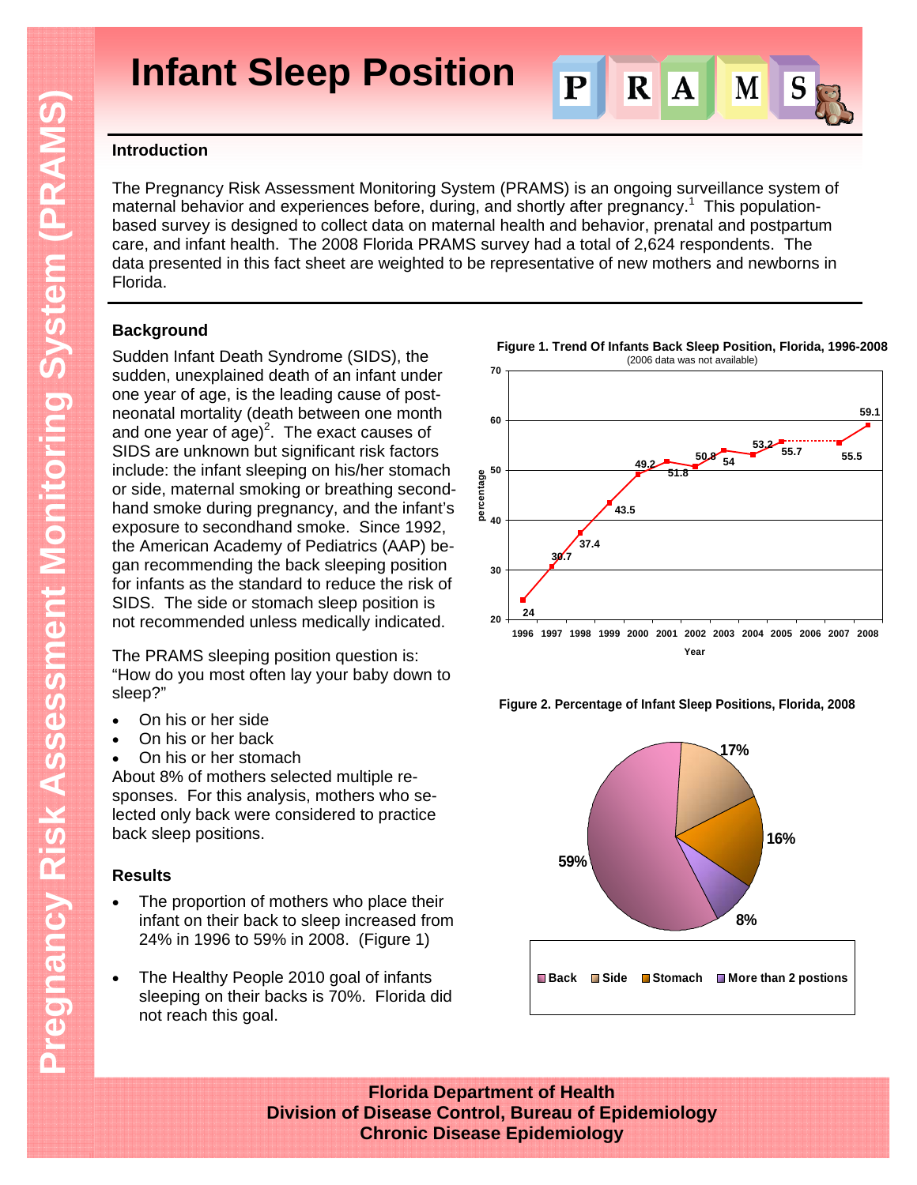# Infant Sleep Position

## Introduction

The Pregnancy Risk Assessment Monitoring System (PRAMS) is an ongoing surveillance system of maternal behavior and experiences before, during, and shortly after pregnancy.[1] This population-based survey is designed to collect data on maternal health and behavior, prenatal and postpartum care, and infant health. The 2008 Florida PRAMS survey had a total of 2,624 respondents. The data presented in this fact sheet are weighted to be representative of new mothers and newborns in Florida.

## Background

Sudden Infant Death Syndrome (SIDS), the sudden, unexplained death of an infant under one year of age, is the leading cause of post-neonatal mortality (death between one month and one year of age)[2]. The exact causes of SIDS are unknown but significant risk factors include: the infant sleeping on his/her stomach or side, maternal smoking or breathing second-hand smoke during pregnancy, and the infant's exposure to secondhand smoke. Since 1992, the American Academy of Pediatrics (AAP) began recommending the back sleeping position for infants as the standard to reduce the risk of SIDS. The side or stomach sleep position is not recommended unless medically indicated.

The PRAMS sleeping position question is: "How do you most often lay your baby down to sleep?"

- On his or her side
- On his or her back
- On his or her stomach

About 8% of mothers selected multiple responses. For this analysis, mothers who selected only back were considered to practice back sleep positions.

## Results

- The proportion of mothers who place their infant on their back to sleep increased from 24% in 1996 to 59% in 2008. (Figure 1)
- The Healthy People 2010 goal of infants sleeping on their backs is 70%. Florida did not reach this goal.

**Figure 1. Trend Of Infants Back Sleep Position, Florida, 1996-2008**
(2006 data was not available)

| Year | Percentage |
|---|---|
| 1996 | 24 |
| 1997 | 30.7 |
| 1998 | 37.4 |
| 1999 | 43.5 |
| 2000 | 49.2 |
| 2001 | 51.8 |
| 2002 | 50.8 |
| 2003 | 54 |
| 2004 | 53.2 |
| 2005 | 55.7 |
| 2007 | 55.5 |
| 2008 | 59.1 |

**Figure 2. Percentage of Infant Sleep Positions, Florida, 2008**

| Position | Percentage |
|---|---|
| Back | 59% |
| Side | 17% |
| Stomach | 16% |
| More than 2 postions | 8% |

**Florida Department of Health**
**Division of Disease Control, Bureau of Epidemiology**
**Chronic Disease Epidemiology**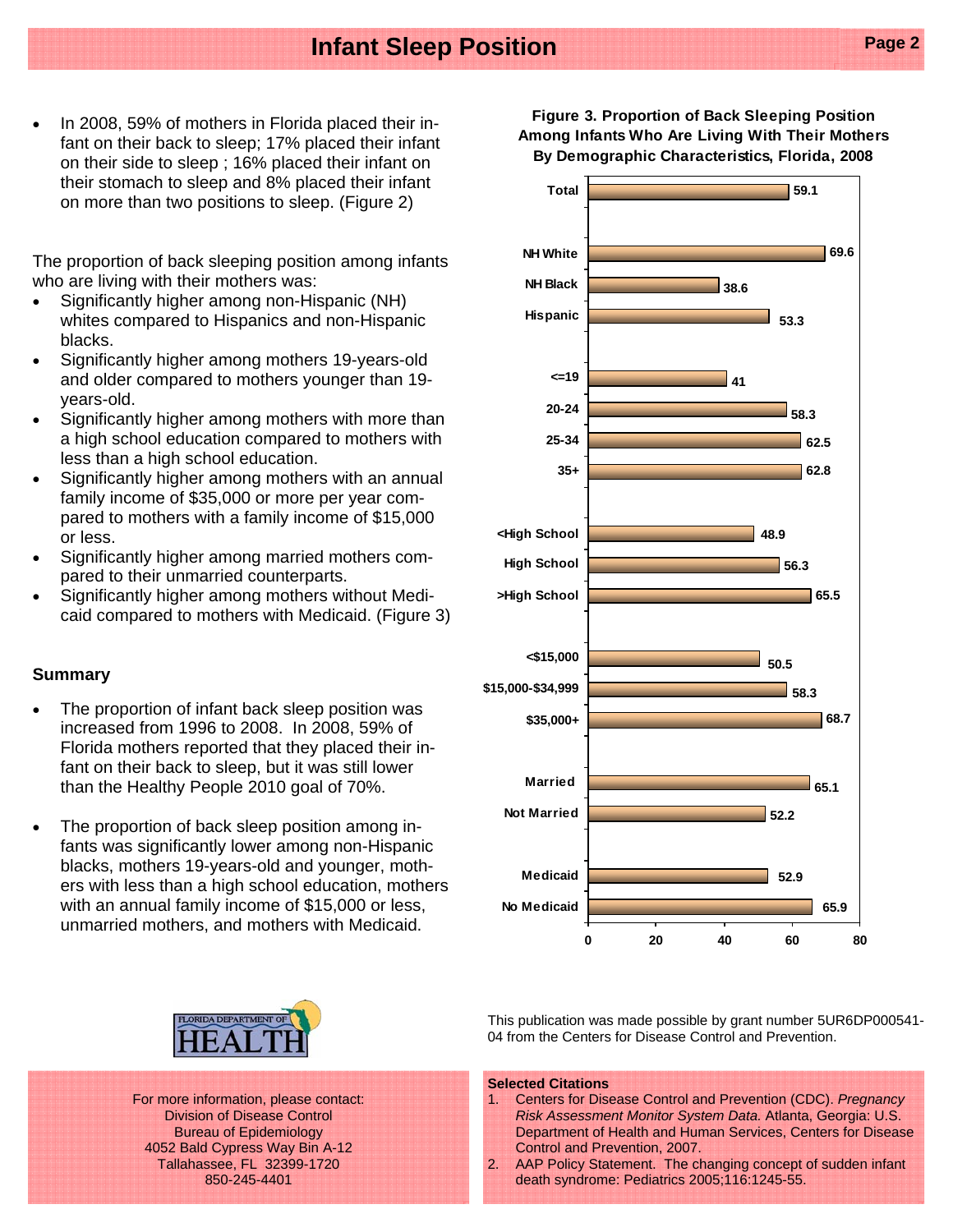# Infant Sleep Position

- In 2008, 59% of mothers in Florida placed their infant on their back to sleep; 17% placed their infant on their side to sleep ; 16% placed their infant on their stomach to sleep and 8% placed their infant on more than two positions to sleep. (Figure 2)

The proportion of back sleeping position among infants who are living with their mothers was:

- Significantly higher among non-Hispanic (NH) whites compared to Hispanics and non-Hispanic blacks.
- Significantly higher among mothers 19-years-old and older compared to mothers younger than 19-years-old.
- Significantly higher among mothers with more than a high school education compared to mothers with less than a high school education.
- Significantly higher among mothers with an annual family income of $35,000 or more per year compared to mothers with a family income of $15,000 or less.
- Significantly higher among married mothers compared to their unmarried counterparts.
- Significantly higher among mothers without Medicaid compared to mothers with Medicaid. (Figure 3)

### Summary

- The proportion of infant back sleep position was increased from 1996 to 2008. In 2008, 59% of Florida mothers reported that they placed their infant on their back to sleep, but it was still lower than the Healthy People 2010 goal of 70%.
- The proportion of back sleep position among infants was significantly lower among non-Hispanic blacks, mothers 19-years-old and younger, mothers with less than a high school education, mothers with an annual family income of $15,000 or less, unmarried mothers, and mothers with Medicaid.

**Figure 3. Proportion of Back Sleeping Position Among Infants Who Are Living With Their Mothers By Demographic Characteristics, Florida, 2008**

Total 59.1
NH White 69.6
NH Black 38.6
Hispanic 53.3
<=19 41
20-24 58.3
25-34 62.5
35+ 62.8
<High School 48.9
High School 56.3
>High School 65.5
<$15,000 50.5
$15,000-$34,999 58.3
$35,000+ 68.7
Married 65.1
Not Married 52.2
Medicaid 52.9
No Medicaid 65.9

0 20 40 60 80

FLORIDA DEPARTMENT OF HEALTH

This publication was made possible by grant number 5UR6DP000541-04 from the Centers for Disease Control and Prevention.

For more information, please contact:
Division of Disease Control
Bureau of Epidemiology
4052 Bald Cypress Way Bin A-12
Tallahassee, FL 32399-1720
850-245-4401

**Selected Citations**

1. Centers for Disease Control and Prevention (CDC). *Pregnancy Risk Assessment Monitor System Data.* Atlanta, Georgia: U.S. Department of Health and Human Services, Centers for Disease Control and Prevention, 2007.
2. AAP Policy Statement. The changing concept of sudden infant death syndrome: Pediatrics 2005;116:1245-55.